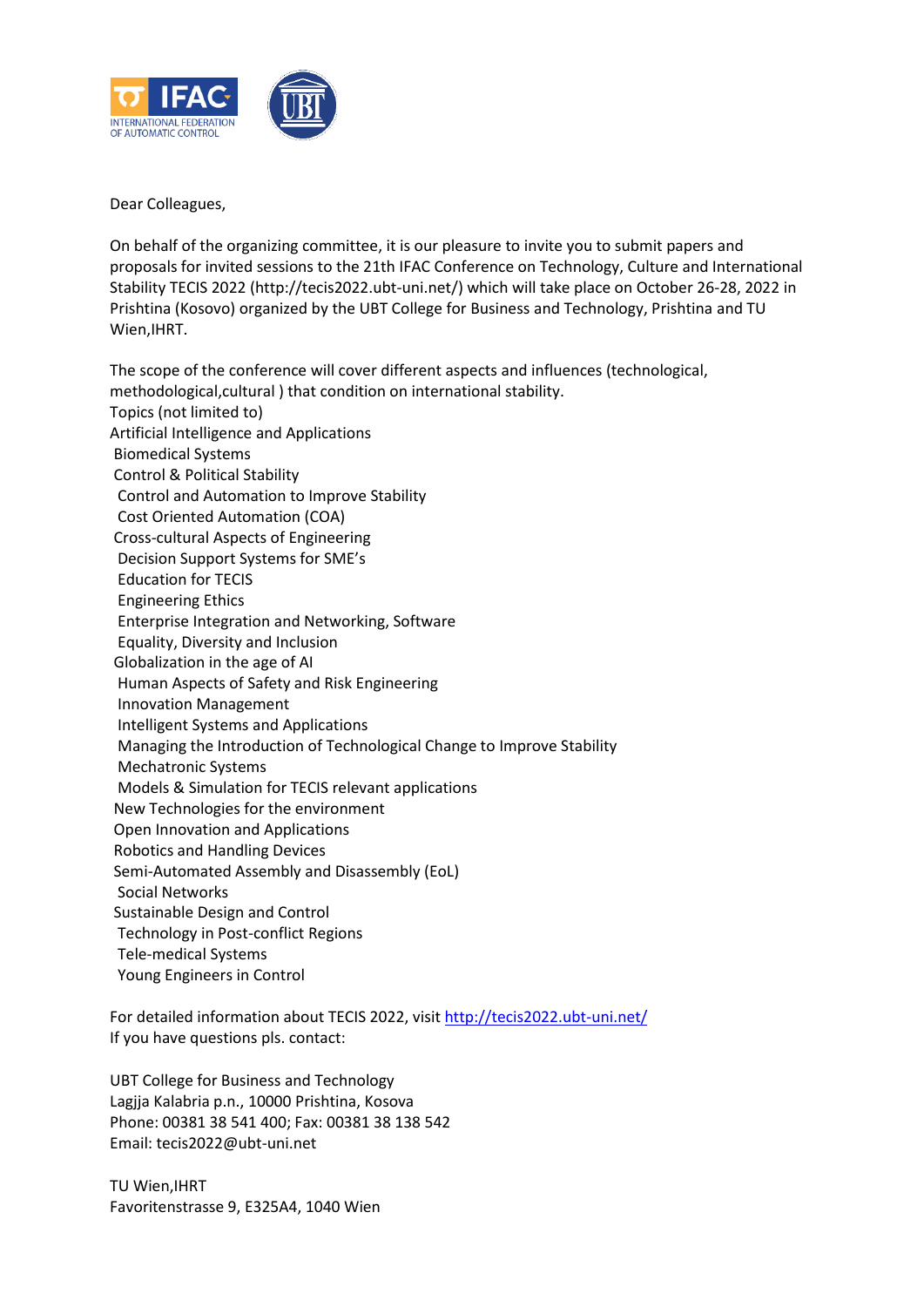Dear Colleagues,

On behalf of the organizing committee, it is our pleasure to invite you to submit papers and proposals for invited sessions to the 21th IFAC Conference on Technology, Culture and International Stability TECIS 2022 (http://tecis2022.ubt-uni.net/) which will take place on October 26-28, 2022 in Prishtina (Kosovo) organized by the UBT College for Business and Technology, Prishtina and TU Wien,IHRT.

The scope of the conference will cover different aspects and influences (technological, methodological,cultural ) that condition on international stability.

Topics (not limited to)

Artificial Intelligence and Applications
Biomedical Systems
Control & Political Stability
Control and Automation to Improve Stability
Cost Oriented Automation (COA)
Cross-cultural Aspects of Engineering
Decision Support Systems for SME's
Education for TECIS
Engineering Ethics
Enterprise Integration and Networking, Software
Equality, Diversity and Inclusion
Globalization in the age of AI
Human Aspects of Safety and Risk Engineering
Innovation Management
Intelligent Systems and Applications
Managing the Introduction of Technological Change to Improve Stability
Mechatronic Systems
Models & Simulation for TECIS relevant applications
New Technologies for the environment
Open Innovation and Applications
Robotics and Handling Devices
Semi-Automated Assembly and Disassembly (EoL)
Social Networks
Sustainable Design and Control
Technology in Post-conflict Regions
Tele-medical Systems
Young Engineers in Control

For detailed information about TECIS 2022, visit http://tecis2022.ubt-uni.net/
If you have questions pls. contact:

UBT College for Business and Technology
Lagjja Kalabria p.n., 10000 Prishtina, Kosova
Phone: 00381 38 541 400; Fax: 00381 38 138 542
Email: tecis2022@ubt-uni.net

TU Wien,IHRT
Favoritenstrasse 9, E325A4, 1040 Wien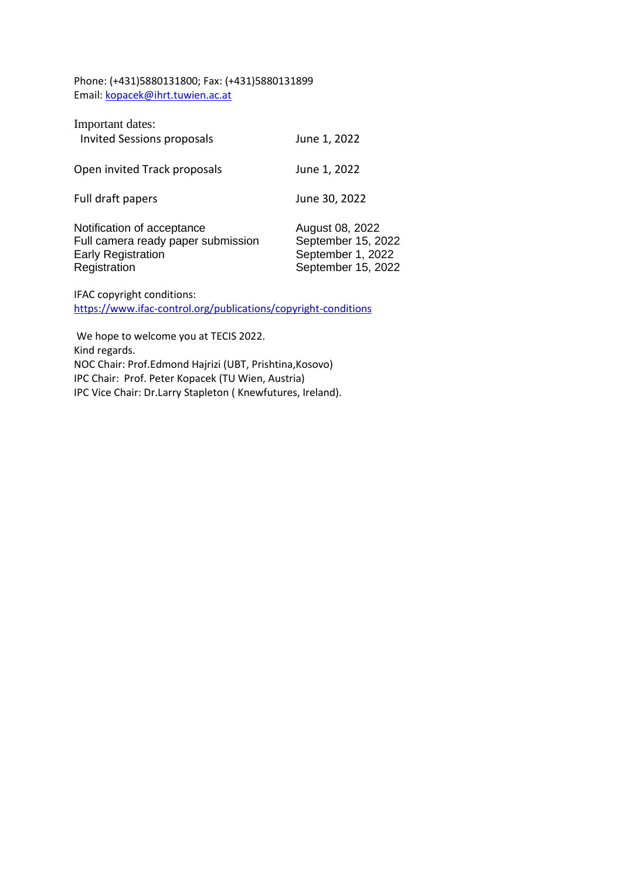Phone: (+431)5880131800; Fax: (+431)5880131899
Email: kopacek@ihrt.tuwien.ac.at

Important dates:

| | |
|---|---|
| Invited Sessions proposals | June 1, 2022 |
| Open invited Track proposals | June 1, 2022 |
| Full draft papers | June 30, 2022 |
| Notification of acceptance | August 08, 2022 |
| Full camera ready paper submission | September 15, 2022 |
| Early Registration | September 1, 2022 |
| Registration | September 15, 2022 |

IFAC copyright conditions:
https://www.ifac-control.org/publications/copyright-conditions

We hope to welcome you at TECIS 2022.
Kind regards.
NOC Chair: Prof.Edmond Hajrizi (UBT, Prishtina,Kosovo)
IPC Chair: Prof. Peter Kopacek (TU Wien, Austria)
IPC Vice Chair: Dr.Larry Stapleton ( Knewfutures, Ireland).